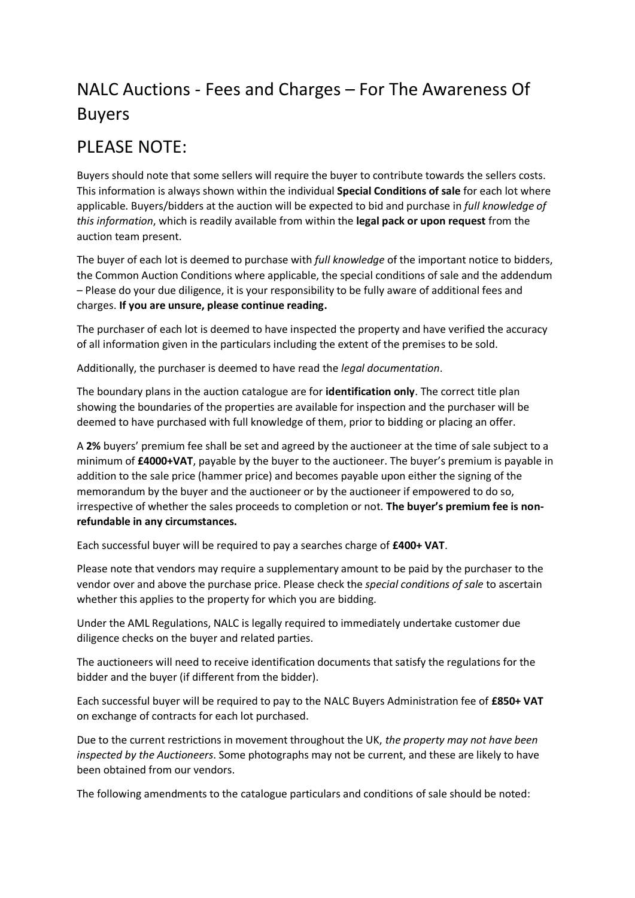# NALC Auctions - Fees and Charges – For The Awareness Of Buyers

# PLEASE NOTE:

Buyers should note that some sellers will require the buyer to contribute towards the sellers costs. This information is always shown within the individual **Special Conditions of sale** for each lot where applicable. Buyers/bidders at the auction will be expected to bid and purchase in *full knowledge of this information*, which is readily available from within the **legal pack or upon request** from the auction team present.

The buyer of each lot is deemed to purchase with *full knowledge* of the important notice to bidders, the Common Auction Conditions where applicable, the special conditions of sale and the addendum – Please do your due diligence, it is your responsibility to be fully aware of additional fees and charges. **If you are unsure, please continue reading.**

The purchaser of each lot is deemed to have inspected the property and have verified the accuracy of all information given in the particulars including the extent of the premises to be sold.

Additionally, the purchaser is deemed to have read the *legal documentation*.

The boundary plans in the auction catalogue are for **identification only**. The correct title plan showing the boundaries of the properties are available for inspection and the purchaser will be deemed to have purchased with full knowledge of them, prior to bidding or placing an offer.

A **2%** buyers' premium fee shall be set and agreed by the auctioneer at the time of sale subject to a minimum of **£4000+VAT**, payable by the buyer to the auctioneer. The buyer's premium is payable in addition to the sale price (hammer price) and becomes payable upon either the signing of the memorandum by the buyer and the auctioneer or by the auctioneer if empowered to do so, irrespective of whether the sales proceeds to completion or not. **The buyer's premium fee is non-refundable in any circumstances.**

Each successful buyer will be required to pay a searches charge of **£400+ VAT**.

Please note that vendors may require a supplementary amount to be paid by the purchaser to the vendor over and above the purchase price. Please check the *special conditions of sale* to ascertain whether this applies to the property for which you are bidding.

Under the AML Regulations, NALC is legally required to immediately undertake customer due diligence checks on the buyer and related parties.

The auctioneers will need to receive identification documents that satisfy the regulations for the bidder and the buyer (if different from the bidder).

Each successful buyer will be required to pay to the NALC Buyers Administration fee of **£850+ VAT** on exchange of contracts for each lot purchased.

Due to the current restrictions in movement throughout the UK, *the property may not have been inspected by the Auctioneers*. Some photographs may not be current, and these are likely to have been obtained from our vendors.

The following amendments to the catalogue particulars and conditions of sale should be noted: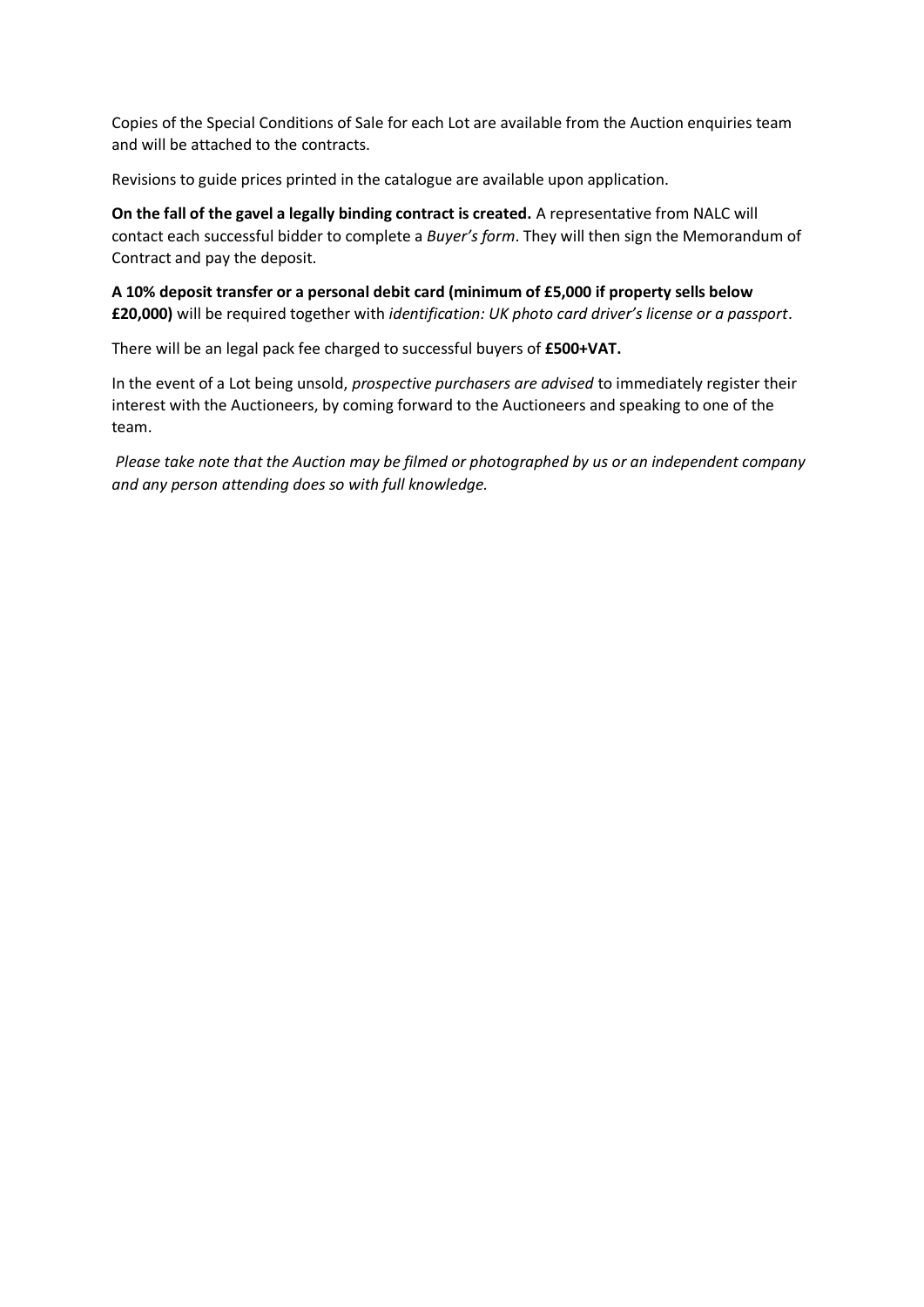Copies of the Special Conditions of Sale for each Lot are available from the Auction enquiries team and will be attached to the contracts.

Revisions to guide prices printed in the catalogue are available upon application.

**On the fall of the gavel a legally binding contract is created.** A representative from NALC will contact each successful bidder to complete a *Buyer's form*. They will then sign the Memorandum of Contract and pay the deposit.

**A 10% deposit transfer or a personal debit card (minimum of £5,000 if property sells below £20,000)** will be required together with *identification: UK photo card driver's license or a passport*.

There will be an legal pack fee charged to successful buyers of **£500+VAT.**

In the event of a Lot being unsold, *prospective purchasers are advised* to immediately register their interest with the Auctioneers, by coming forward to the Auctioneers and speaking to one of the team.

*Please take note that the Auction may be filmed or photographed by us or an independent company and any person attending does so with full knowledge.*